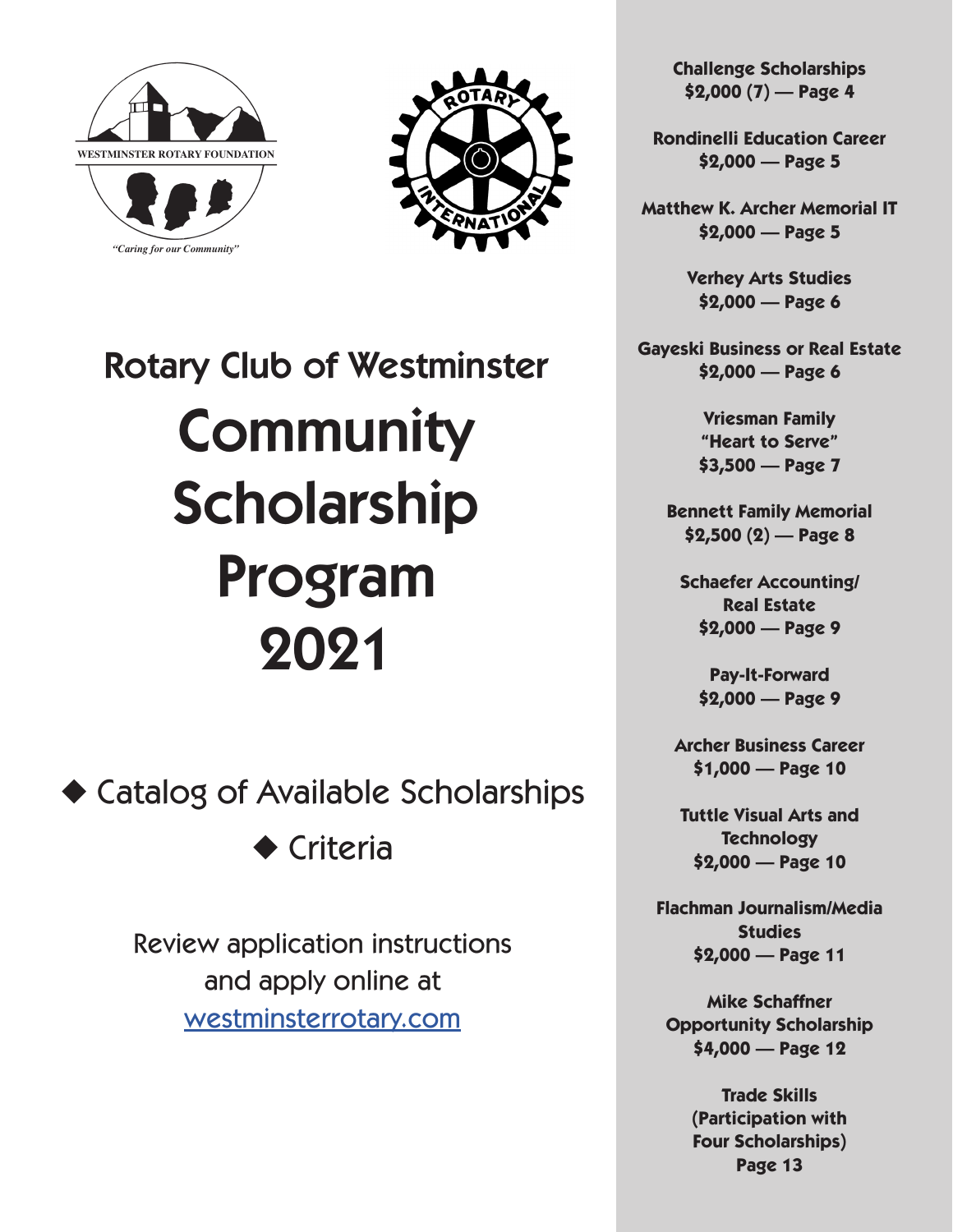WESTMINSTER ROTARY FOUNDATION

*"Caring for our Community"*

ROTARY INTERNATIONAL

## Rotary Club of Westminster

# Community Scholarship Program 2021

◆ Catalog of Available Scholarships

◆ Criteria

Review application instructions and apply online at [westminsterrotary.com](westminsterrotary.com)

**Challenge Scholarships**
**$2,000 (7) — Page 4**

**Rondinelli Education Career**
**$2,000 — Page 5**

**Matthew K. Archer Memorial IT**
**$2,000 — Page 5**

**Verhey Arts Studies**
**$2,000 — Page 6**

**Gayeski Business or Real Estate**
**$2,000 — Page 6**

**Vriesman Family**
**"Heart to Serve"**
**$3,500 — Page 7**

**Bennett Family Memorial**
**$2,500 (2) — Page 8**

**Schaefer Accounting/**
**Real Estate**
**$2,000 — Page 9**

**Pay-It-Forward**
**$2,000 — Page 9**

**Archer Business Career**
**$1,000 — Page 10**

**Tuttle Visual Arts and**
**Technology**
**$2,000 — Page 10**

**Flachman Journalism/Media**
**Studies**
**$2,000 — Page 11**

**Mike Schaffner**
**Opportunity Scholarship**
**$4,000 — Page 12**

**Trade Skills**
**(Participation with**
**Four Scholarships)**
**Page 13**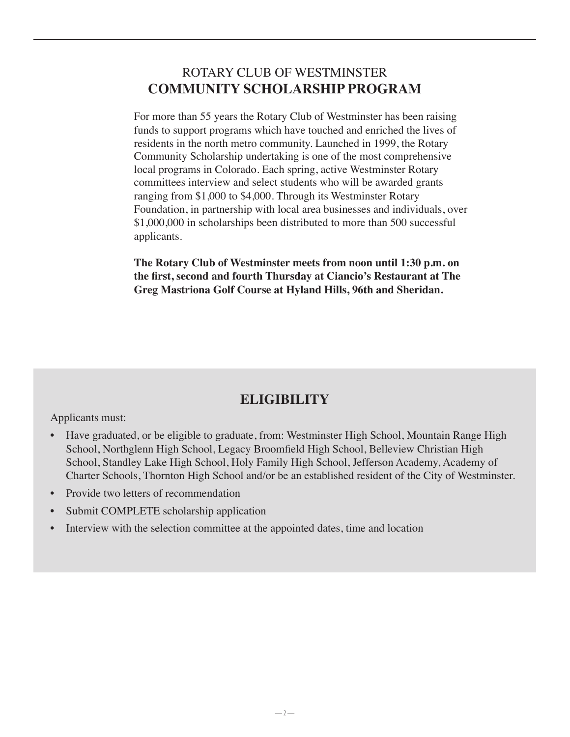# ROTARY CLUB OF WESTMINSTER
# COMMUNITY SCHOLARSHIP PROGRAM

For more than 55 years the Rotary Club of Westminster has been raising funds to support programs which have touched and enriched the lives of residents in the north metro community. Launched in 1999, the Rotary Community Scholarship undertaking is one of the most comprehensive local programs in Colorado. Each spring, active Westminster Rotary committees interview and select students who will be awarded grants ranging from $1,000 to $4,000. Through its Westminster Rotary Foundation, in partnership with local area businesses and individuals, over $1,000,000 in scholarships been distributed to more than 500 successful applicants.

**The Rotary Club of Westminster meets from noon until 1:30 p.m. on the first, second and fourth Thursday at Ciancio's Restaurant at The Greg Mastriona Golf Course at Hyland Hills, 96th and Sheridan.**

## ELIGIBILITY

Applicants must:

- Have graduated, or be eligible to graduate, from: Westminster High School, Mountain Range High School, Northglenn High School, Legacy Broomfield High School, Belleview Christian High School, Standley Lake High School, Holy Family High School, Jefferson Academy, Academy of Charter Schools, Thornton High School and/or be an established resident of the City of Westminster.
- Provide two letters of recommendation
- Submit COMPLETE scholarship application
- Interview with the selection committee at the appointed dates, time and location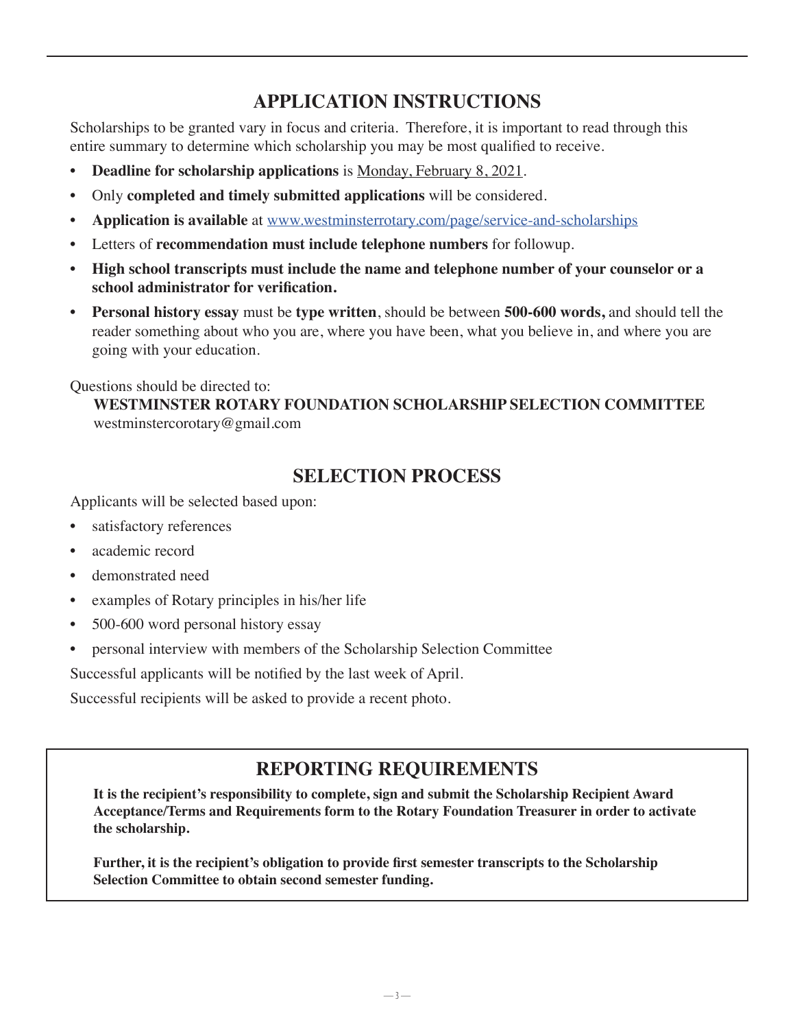## APPLICATION INSTRUCTIONS

Scholarships to be granted vary in focus and criteria. Therefore, it is important to read through this entire summary to determine which scholarship you may be most qualified to receive.

- **Deadline for scholarship applications** is Monday, February 8, 2021.
- Only **completed and timely submitted applications** will be considered.
- **Application is available** at [www.westminsterrotary.com/page/service-and-scholarships](www.westminsterrotary.com/page/service-and-scholarships)
- Letters of **recommendation must include telephone numbers** for followup.
- **High school transcripts must include the name and telephone number of your counselor or a school administrator for verification.**
- **Personal history essay** must be **type written**, should be between **500-600 words,** and should tell the reader something about who you are, where you have been, what you believe in, and where you are going with your education.

Questions should be directed to:

**WESTMINSTER ROTARY FOUNDATION SCHOLARSHIP SELECTION COMMITTEE**
westminstercorotary@gmail.com

## SELECTION PROCESS

Applicants will be selected based upon:

- satisfactory references
- academic record
- demonstrated need
- examples of Rotary principles in his/her life
- 500-600 word personal history essay
- personal interview with members of the Scholarship Selection Committee

Successful applicants will be notified by the last week of April.

Successful recipients will be asked to provide a recent photo.

## REPORTING REQUIREMENTS

**It is the recipient's responsibility to complete, sign and submit the Scholarship Recipient Award Acceptance/Terms and Requirements form to the Rotary Foundation Treasurer in order to activate the scholarship.**

**Further, it is the recipient's obligation to provide first semester transcripts to the Scholarship Selection Committee to obtain second semester funding.**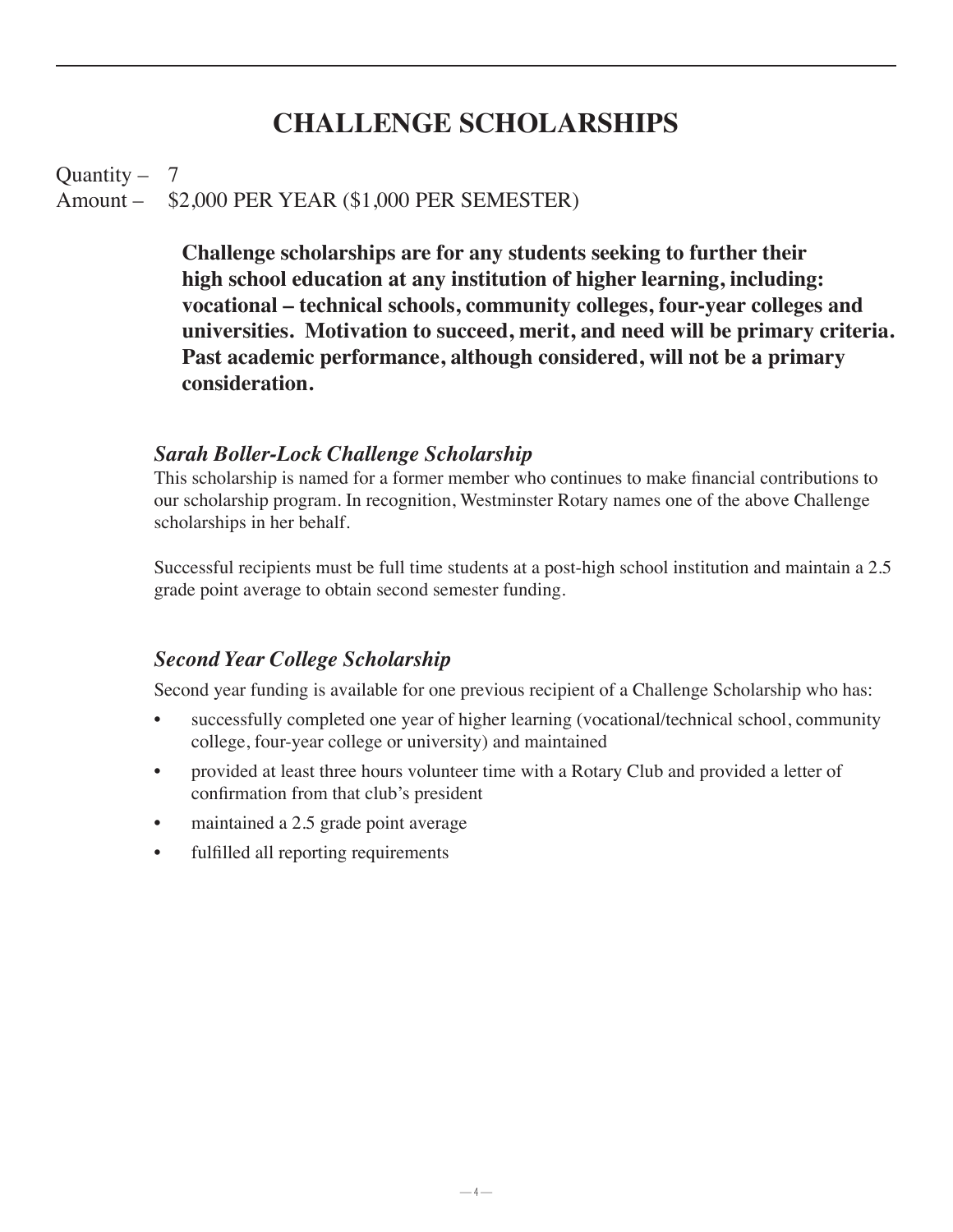# CHALLENGE SCHOLARSHIPS

Quantity – 7
Amount – $2,000 PER YEAR ($1,000 PER SEMESTER)

**Challenge scholarships are for any students seeking to further their high school education at any institution of higher learning, including: vocational – technical schools, community colleges, four-year colleges and universities. Motivation to succeed, merit, and need will be primary criteria. Past academic performance, although considered, will not be a primary consideration.**

### *Sarah Boller-Lock Challenge Scholarship*

This scholarship is named for a former member who continues to make financial contributions to our scholarship program. In recognition, Westminster Rotary names one of the above Challenge scholarships in her behalf.

Successful recipients must be full time students at a post-high school institution and maintain a 2.5 grade point average to obtain second semester funding.

### *Second Year College Scholarship*

Second year funding is available for one previous recipient of a Challenge Scholarship who has:

- successfully completed one year of higher learning (vocational/technical school, community college, four-year college or university) and maintained
- provided at least three hours volunteer time with a Rotary Club and provided a letter of confirmation from that club's president
- maintained a 2.5 grade point average
- fulfilled all reporting requirements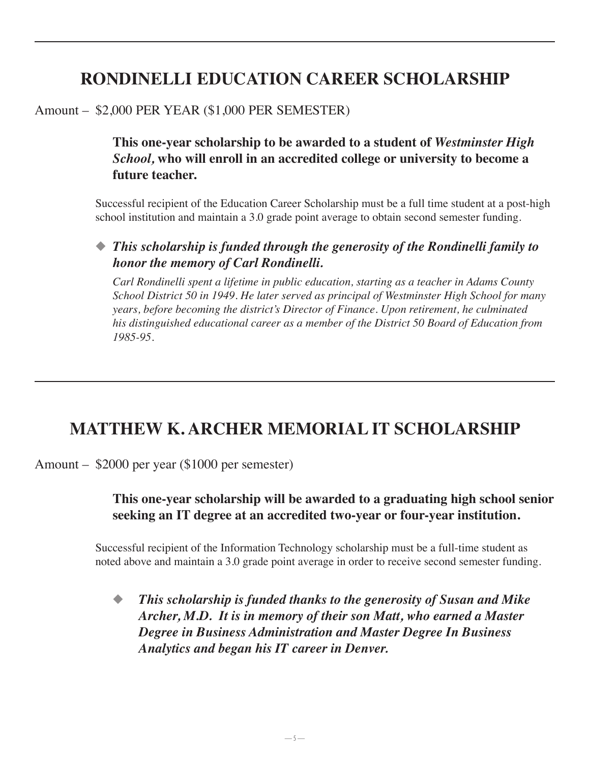## RONDINELLI EDUCATION CAREER SCHOLARSHIP

Amount – $2,000 PER YEAR ($1,000 PER SEMESTER)

**This one-year scholarship to be awarded to a student of *Westminster High School,* who will enroll in an accredited college or university to become a future teacher.**

Successful recipient of the Education Career Scholarship must be a full time student at a post-high school institution and maintain a 3.0 grade point average to obtain second semester funding.

◆ ***This scholarship is funded through the generosity of the Rondinelli family to honor the memory of Carl Rondinelli.***

*Carl Rondinelli spent a lifetime in public education, starting as a teacher in Adams County School District 50 in 1949. He later served as principal of Westminster High School for many years, before becoming the district's Director of Finance. Upon retirement, he culminated his distinguished educational career as a member of the District 50 Board of Education from 1985-95.*

## MATTHEW K. ARCHER MEMORIAL IT SCHOLARSHIP

Amount – $2000 per year ($1000 per semester)

**This one-year scholarship will be awarded to a graduating high school senior seeking an IT degree at an accredited two-year or four-year institution.**

Successful recipient of the Information Technology scholarship must be a full-time student as noted above and maintain a 3.0 grade point average in order to receive second semester funding.

◆ ***This scholarship is funded thanks to the generosity of Susan and Mike Archer, M.D. It is in memory of their son Matt, who earned a Master Degree in Business Administration and Master Degree In Business Analytics and began his IT career in Denver.***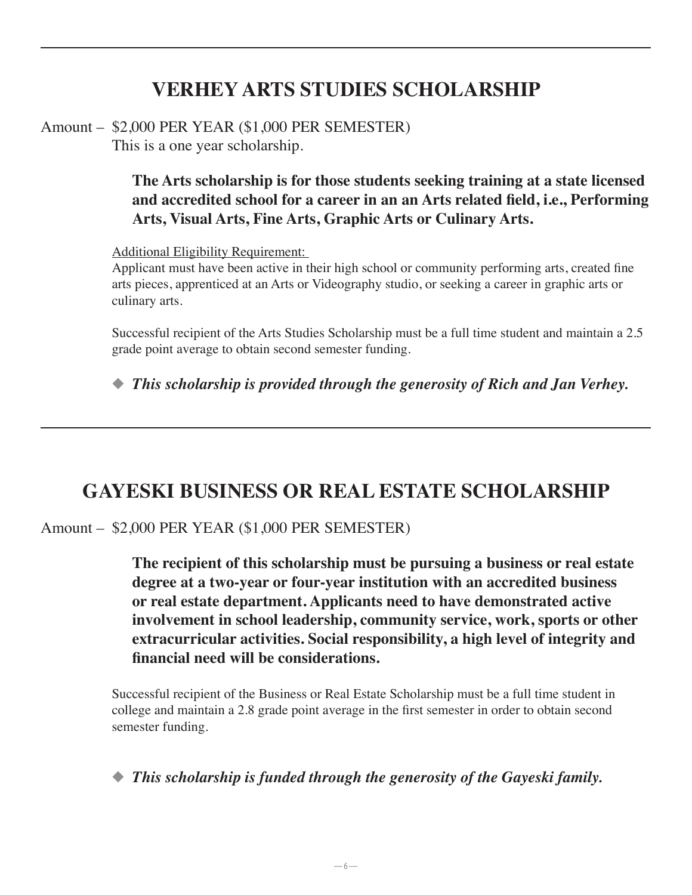## VERHEY ARTS STUDIES SCHOLARSHIP

Amount – $2,000 PER YEAR ($1,000 PER SEMESTER)
This is a one year scholarship.

**The Arts scholarship is for those students seeking training at a state licensed and accredited school for a career in an an Arts related field, i.e., Performing Arts, Visual Arts, Fine Arts, Graphic Arts or Culinary Arts.**

Additional Eligibility Requirement:
Applicant must have been active in their high school or community performing arts, created fine arts pieces, apprenticed at an Arts or Videography studio, or seeking a career in graphic arts or culinary arts.

Successful recipient of the Arts Studies Scholarship must be a full time student and maintain a 2.5 grade point average to obtain second semester funding.

◆ ***This scholarship is provided through the generosity of Rich and Jan Verhey.***

---

## GAYESKI BUSINESS OR REAL ESTATE SCHOLARSHIP

Amount – $2,000 PER YEAR ($1,000 PER SEMESTER)

**The recipient of this scholarship must be pursuing a business or real estate degree at a two-year or four-year institution with an accredited business or real estate department. Applicants need to have demonstrated active involvement in school leadership, community service, work, sports or other extracurricular activities. Social responsibility, a high level of integrity and financial need will be considerations.**

Successful recipient of the Business or Real Estate Scholarship must be a full time student in college and maintain a 2.8 grade point average in the first semester in order to obtain second semester funding.

◆ ***This scholarship is funded through the generosity of the Gayeski family.***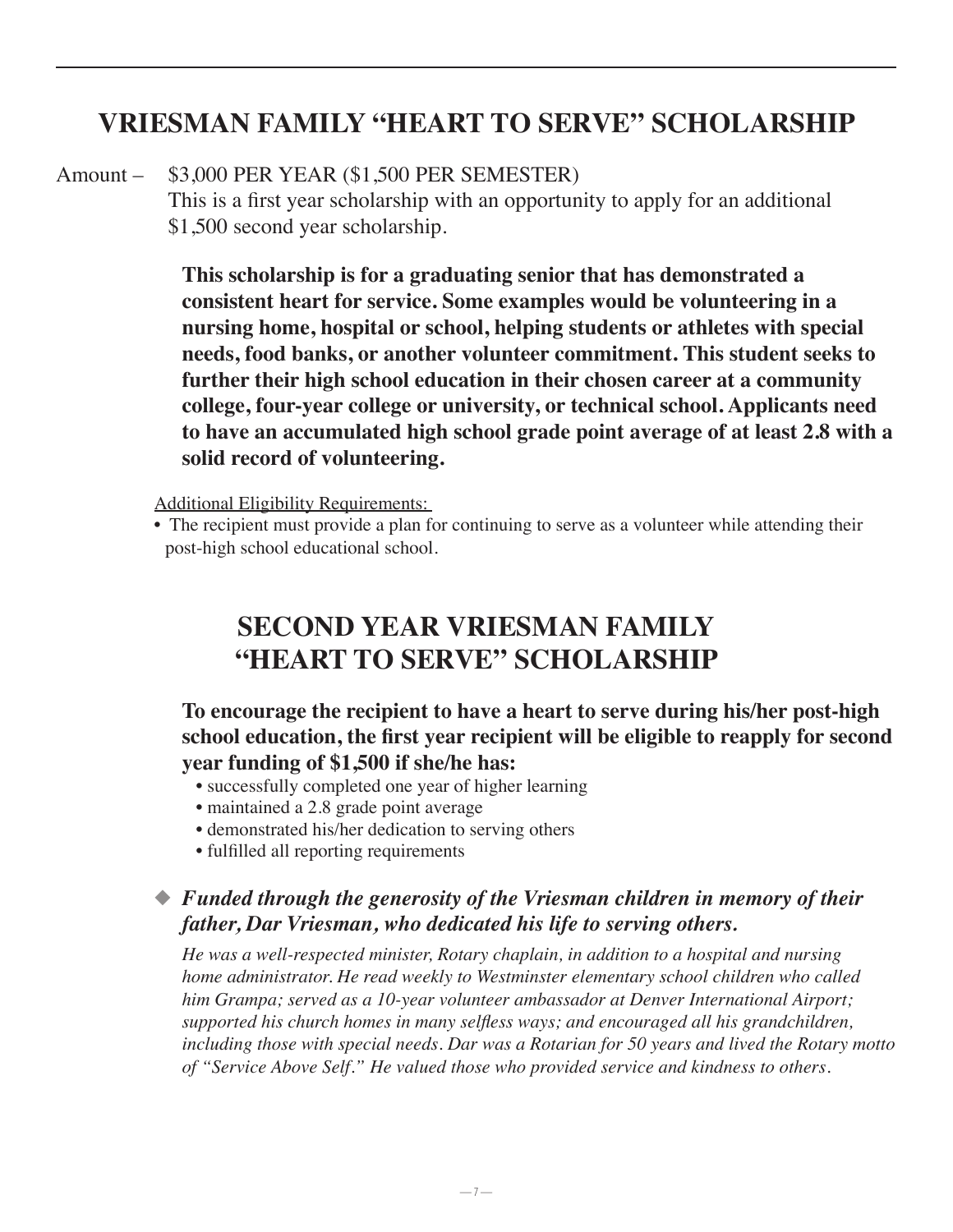# VRIESMAN FAMILY "HEART TO SERVE" SCHOLARSHIP

Amount – $3,000 PER YEAR ($1,500 PER SEMESTER)
This is a first year scholarship with an opportunity to apply for an additional $1,500 second year scholarship.

**This scholarship is for a graduating senior that has demonstrated a consistent heart for service. Some examples would be volunteering in a nursing home, hospital or school, helping students or athletes with special needs, food banks, or another volunteer commitment. This student seeks to further their high school education in their chosen career at a community college, four-year college or university, or technical school. Applicants need to have an accumulated high school grade point average of at least 2.8 with a solid record of volunteering.**

Additional Eligibility Requirements:

- The recipient must provide a plan for continuing to serve as a volunteer while attending their post-high school educational school.

# SECOND YEAR VRIESMAN FAMILY "HEART TO SERVE" SCHOLARSHIP

**To encourage the recipient to have a heart to serve during his/her post-high school education, the first year recipient will be eligible to reapply for second year funding of $1,500 if she/he has:**

- successfully completed one year of higher learning
- maintained a 2.8 grade point average
- demonstrated his/her dedication to serving others
- fulfilled all reporting requirements

◆ ***Funded through the generosity of the Vriesman children in memory of their father, Dar Vriesman, who dedicated his life to serving others.***

*He was a well-respected minister, Rotary chaplain, in addition to a hospital and nursing home administrator. He read weekly to Westminster elementary school children who called him Grampa; served as a 10-year volunteer ambassador at Denver International Airport; supported his church homes in many selfless ways; and encouraged all his grandchildren, including those with special needs. Dar was a Rotarian for 50 years and lived the Rotary motto of "Service Above Self." He valued those who provided service and kindness to others.*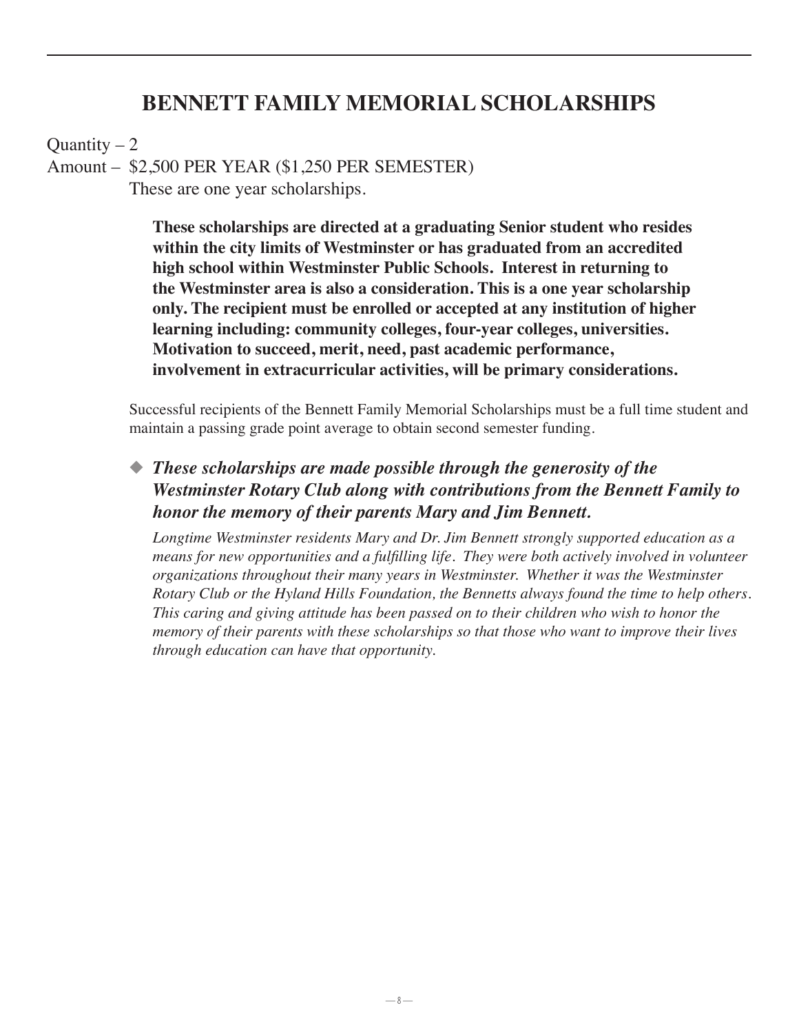# BENNETT FAMILY MEMORIAL SCHOLARSHIPS

Quantity – 2

Amount – $2,500 PER YEAR ($1,250 PER SEMESTER)
These are one year scholarships.

**These scholarships are directed at a graduating Senior student who resides within the city limits of Westminster or has graduated from an accredited high school within Westminster Public Schools. Interest in returning to the Westminster area is also a consideration. This is a one year scholarship only. The recipient must be enrolled or accepted at any institution of higher learning including: community colleges, four-year colleges, universities. Motivation to succeed, merit, need, past academic performance, involvement in extracurricular activities, will be primary considerations.**

Successful recipients of the Bennett Family Memorial Scholarships must be a full time student and maintain a passing grade point average to obtain second semester funding.

◆ ***These scholarships are made possible through the generosity of the Westminster Rotary Club along with contributions from the Bennett Family to honor the memory of their parents Mary and Jim Bennett.***

*Longtime Westminster residents Mary and Dr. Jim Bennett strongly supported education as a means for new opportunities and a fulfilling life. They were both actively involved in volunteer organizations throughout their many years in Westminster. Whether it was the Westminster Rotary Club or the Hyland Hills Foundation, the Bennetts always found the time to help others. This caring and giving attitude has been passed on to their children who wish to honor the memory of their parents with these scholarships so that those who want to improve their lives through education can have that opportunity.*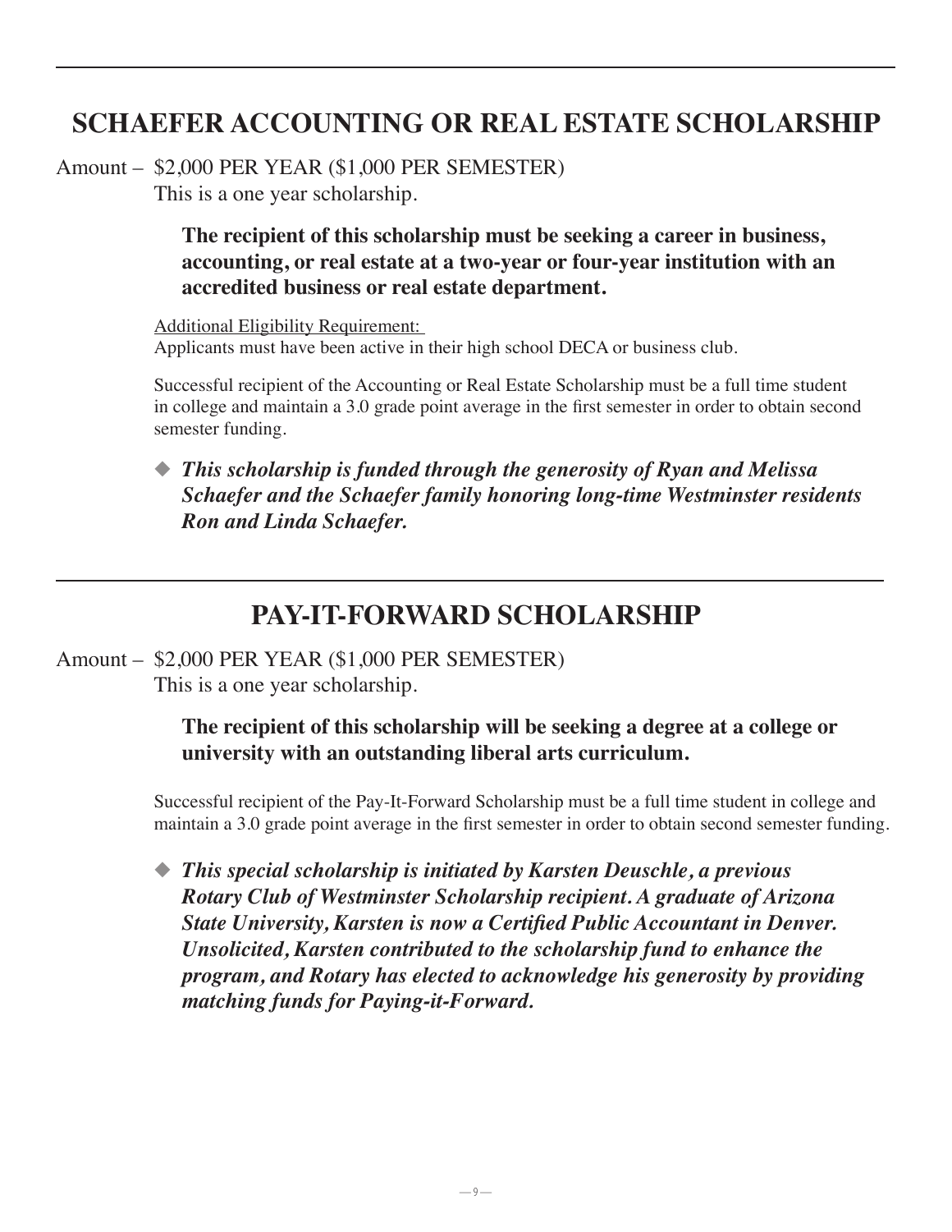## SCHAEFER ACCOUNTING OR REAL ESTATE SCHOLARSHIP

Amount – $2,000 PER YEAR ($1,000 PER SEMESTER)
This is a one year scholarship.

**The recipient of this scholarship must be seeking a career in business, accounting, or real estate at a two-year or four-year institution with an accredited business or real estate department.**

Additional Eligibility Requirement:
Applicants must have been active in their high school DECA or business club.

Successful recipient of the Accounting or Real Estate Scholarship must be a full time student in college and maintain a 3.0 grade point average in the first semester in order to obtain second semester funding.

◆ ***This scholarship is funded through the generosity of Ryan and Melissa Schaefer and the Schaefer family honoring long-time Westminster residents Ron and Linda Schaefer.***

## PAY-IT-FORWARD SCHOLARSHIP

Amount – $2,000 PER YEAR ($1,000 PER SEMESTER)
This is a one year scholarship.

**The recipient of this scholarship will be seeking a degree at a college or university with an outstanding liberal arts curriculum.**

Successful recipient of the Pay-It-Forward Scholarship must be a full time student in college and maintain a 3.0 grade point average in the first semester in order to obtain second semester funding.

◆ ***This special scholarship is initiated by Karsten Deuschle, a previous Rotary Club of Westminster Scholarship recipient. A graduate of Arizona State University, Karsten is now a Certified Public Accountant in Denver. Unsolicited, Karsten contributed to the scholarship fund to enhance the program, and Rotary has elected to acknowledge his generosity by providing matching funds for Paying-it-Forward.***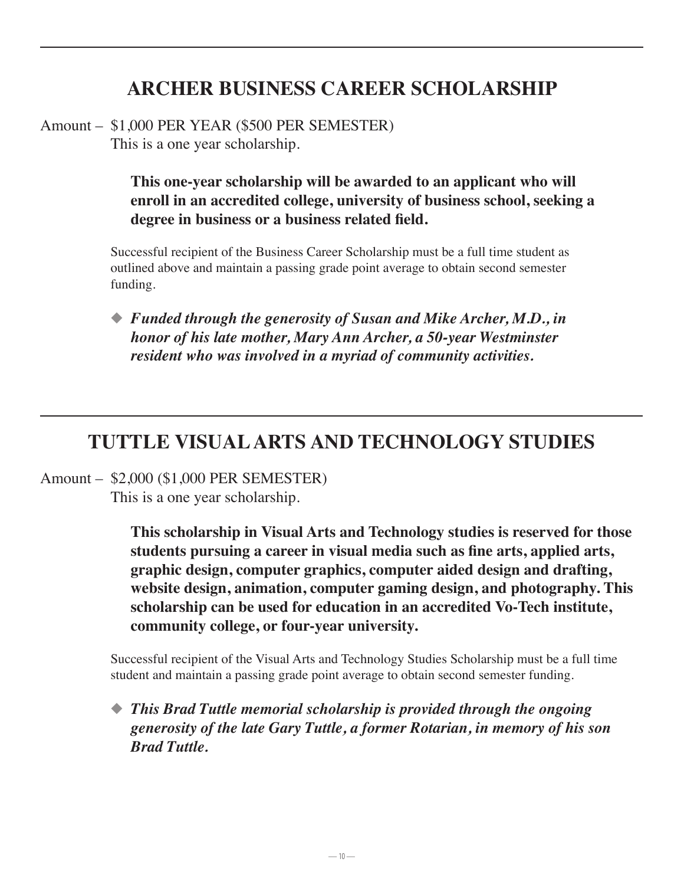## ARCHER BUSINESS CAREER SCHOLARSHIP

Amount – $1,000 PER YEAR ($500 PER SEMESTER)
This is a one year scholarship.

**This one-year scholarship will be awarded to an applicant who will enroll in an accredited college, university of business school, seeking a degree in business or a business related field.**

Successful recipient of the Business Career Scholarship must be a full time student as outlined above and maintain a passing grade point average to obtain second semester funding.

◆ ***Funded through the generosity of Susan and Mike Archer, M.D., in honor of his late mother, Mary Ann Archer, a 50-year Westminster resident who was involved in a myriad of community activities.***

## TUTTLE VISUAL ARTS AND TECHNOLOGY STUDIES

Amount – $2,000 ($1,000 PER SEMESTER)
This is a one year scholarship.

**This scholarship in Visual Arts and Technology studies is reserved for those students pursuing a career in visual media such as fine arts, applied arts, graphic design, computer graphics, computer aided design and drafting, website design, animation, computer gaming design, and photography. This scholarship can be used for education in an accredited Vo-Tech institute, community college, or four-year university.**

Successful recipient of the Visual Arts and Technology Studies Scholarship must be a full time student and maintain a passing grade point average to obtain second semester funding.

◆ ***This Brad Tuttle memorial scholarship is provided through the ongoing generosity of the late Gary Tuttle, a former Rotarian, in memory of his son Brad Tuttle.***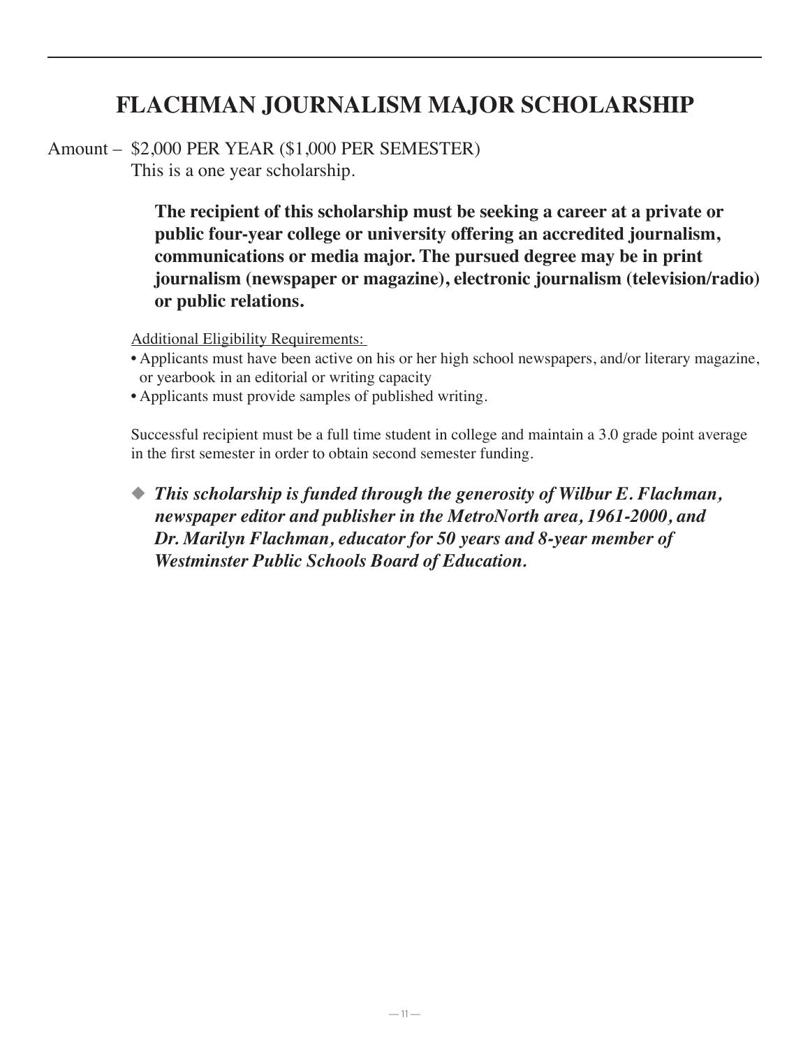# FLACHMAN JOURNALISM MAJOR SCHOLARSHIP

Amount – $2,000 PER YEAR ($1,000 PER SEMESTER)
This is a one year scholarship.

**The recipient of this scholarship must be seeking a career at a private or public four-year college or university offering an accredited journalism, communications or media major. The pursued degree may be in print journalism (newspaper or magazine), electronic journalism (television/radio) or public relations.**

Additional Eligibility Requirements:

- Applicants must have been active on his or her high school newspapers, and/or literary magazine, or yearbook in an editorial or writing capacity
- Applicants must provide samples of published writing.

Successful recipient must be a full time student in college and maintain a 3.0 grade point average in the first semester in order to obtain second semester funding.

◆ ***This scholarship is funded through the generosity of Wilbur E. Flachman, newspaper editor and publisher in the MetroNorth area, 1961-2000, and Dr. Marilyn Flachman, educator for 50 years and 8-year member of Westminster Public Schools Board of Education.***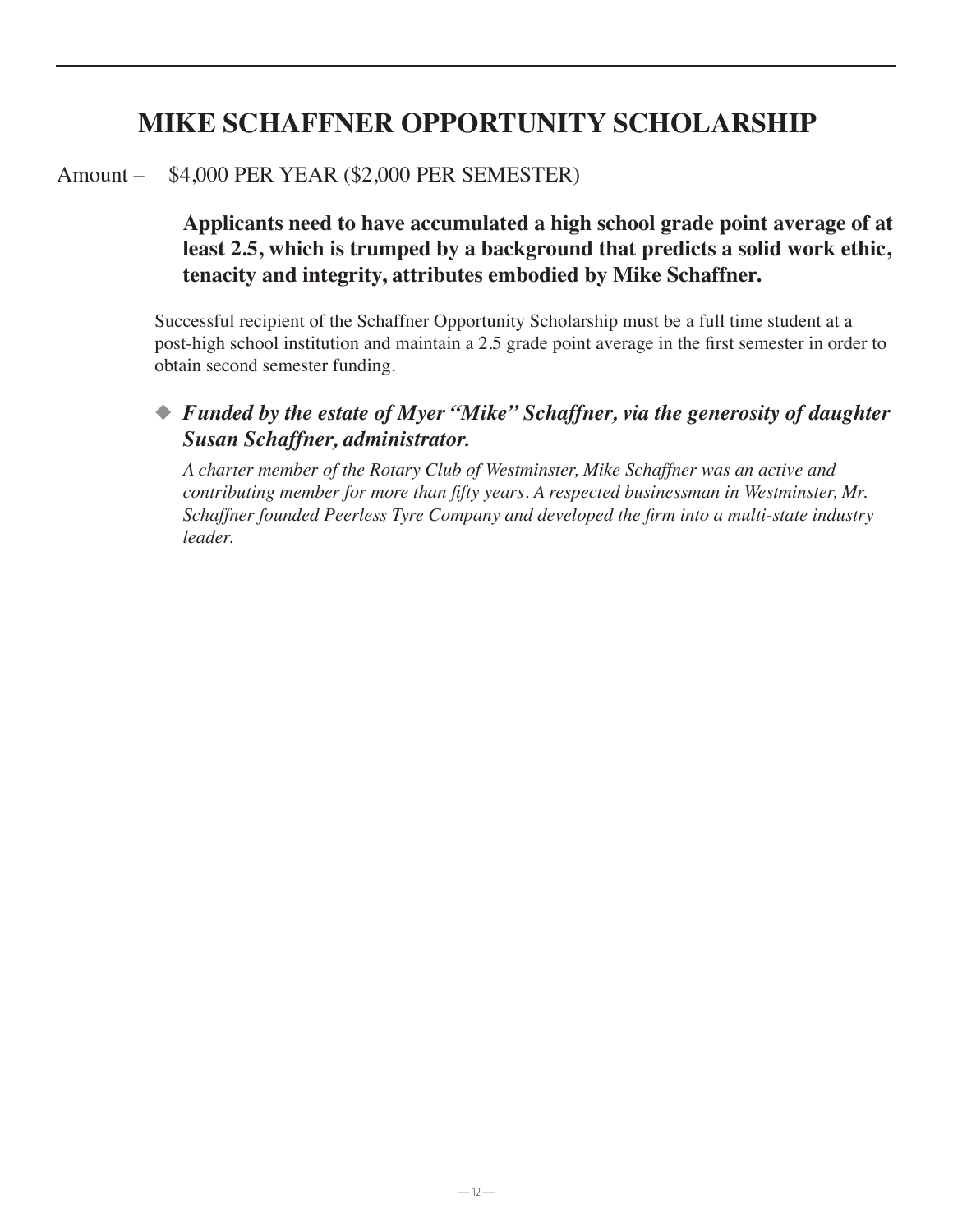# MIKE SCHAFFNER OPPORTUNITY SCHOLARSHIP

Amount – $4,000 PER YEAR ($2,000 PER SEMESTER)

**Applicants need to have accumulated a high school grade point average of at least 2.5, which is trumped by a background that predicts a solid work ethic, tenacity and integrity, attributes embodied by Mike Schaffner.**

Successful recipient of the Schaffner Opportunity Scholarship must be a full time student at a post-high school institution and maintain a 2.5 grade point average in the first semester in order to obtain second semester funding.

◆ ***Funded by the estate of Myer "Mike" Schaffner, via the generosity of daughter Susan Schaffner, administrator.***

*A charter member of the Rotary Club of Westminster, Mike Schaffner was an active and contributing member for more than fifty years. A respected businessman in Westminster, Mr. Schaffner founded Peerless Tyre Company and developed the firm into a multi-state industry leader.*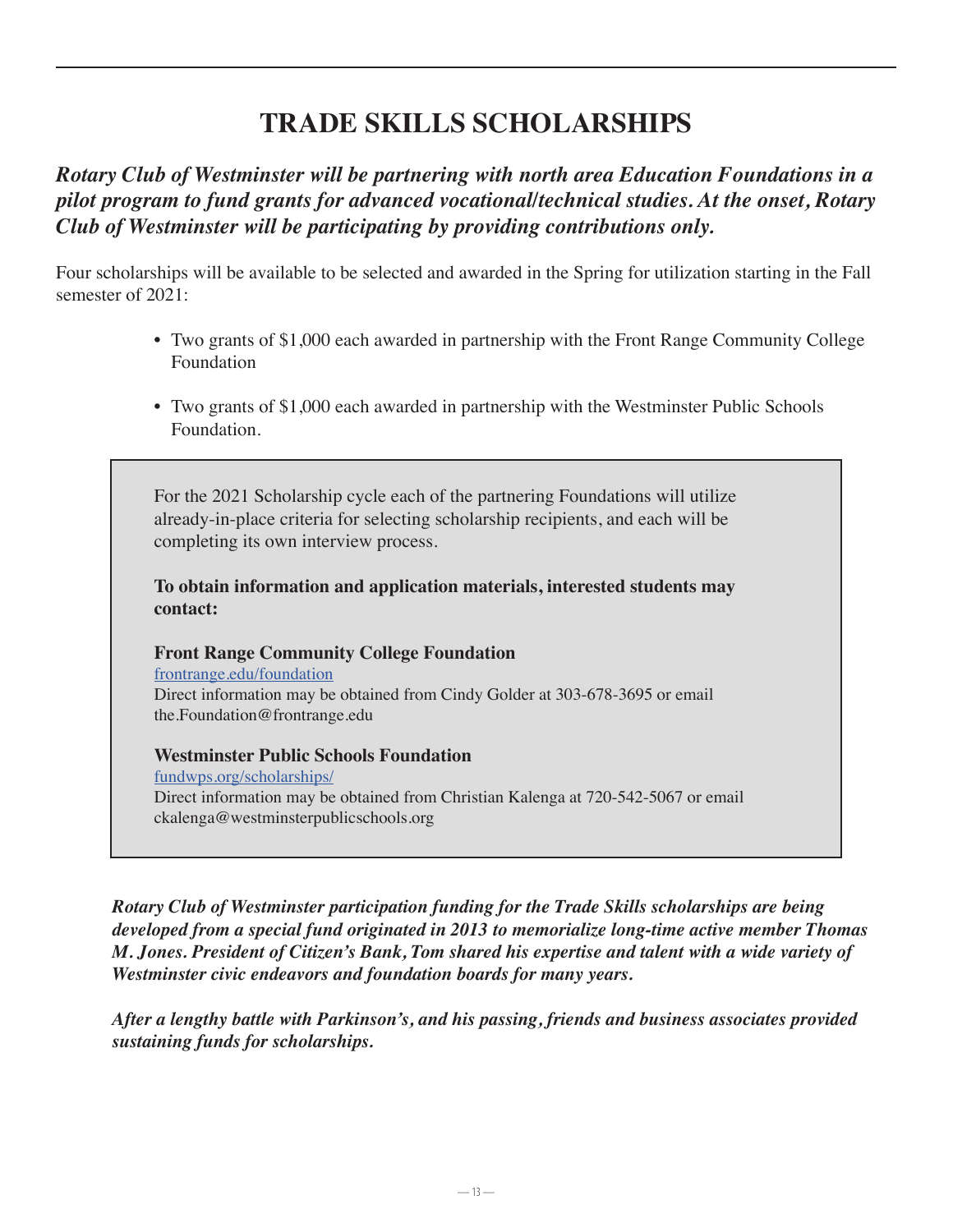# TRADE SKILLS SCHOLARSHIPS

***Rotary Club of Westminster will be partnering with north area Education Foundations in a pilot program to fund grants for advanced vocational/technical studies. At the onset, Rotary Club of Westminster will be participating by providing contributions only.***

Four scholarships will be available to be selected and awarded in the Spring for utilization starting in the Fall semester of 2021:

- Two grants of $1,000 each awarded in partnership with the Front Range Community College Foundation
- Two grants of $1,000 each awarded in partnership with the Westminster Public Schools Foundation.

For the 2021 Scholarship cycle each of the partnering Foundations will utilize already-in-place criteria for selecting scholarship recipients, and each will be completing its own interview process.

**To obtain information and application materials, interested students may contact:**

**Front Range Community College Foundation**
frontrange.edu/foundation
Direct information may be obtained from Cindy Golder at 303-678-3695 or email the.Foundation@frontrange.edu

**Westminster Public Schools Foundation**
fundwps.org/scholarships/
Direct information may be obtained from Christian Kalenga at 720-542-5067 or email ckalenga@westminsterpublicschools.org

***Rotary Club of Westminster participation funding for the Trade Skills scholarships are being developed from a special fund originated in 2013 to memorialize long-time active member Thomas M. Jones. President of Citizen's Bank, Tom shared his expertise and talent with a wide variety of Westminster civic endeavors and foundation boards for many years.***

***After a lengthy battle with Parkinson's, and his passing, friends and business associates provided sustaining funds for scholarships.***